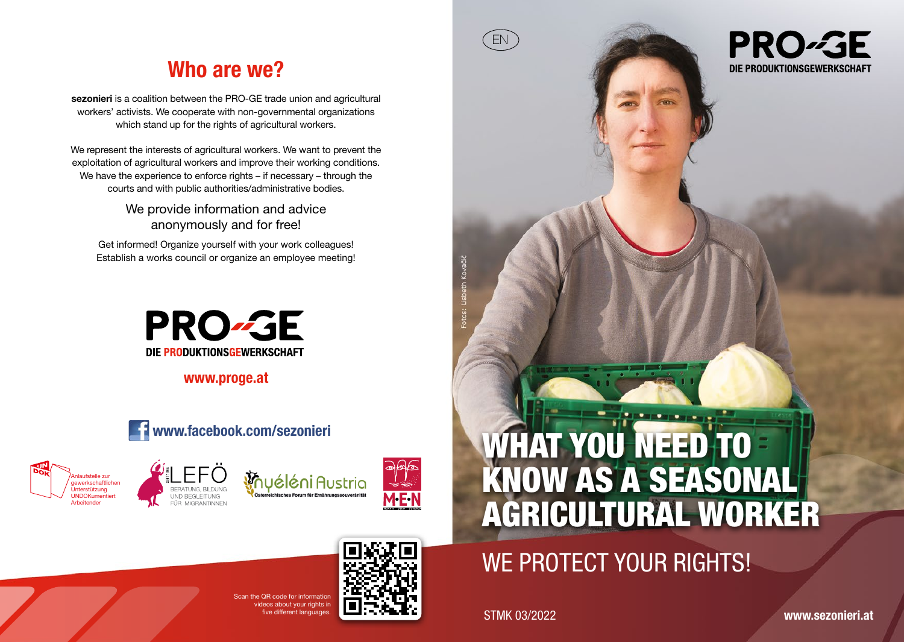## Who are we?

**sezonieri** is a coalition between the PRO-GE trade union and agricultural workers' activists. We cooperate with non-governmental organizations which stand up for the rights of agricultural workers.

We represent the interests of agricultural workers. We want to prevent the exploitation of agricultural workers and improve their working conditions. We have the experience to enforce rights – if necessary – through the courts and with public authorities/administrative bodies.

We provide information and advice anonymously and for free!

Get informed! Organize yourself with your work colleagues! Establish a works council or organize an employee meeting!

PRO-GE
DIE PRODUKTIONSGEWERKSCHAFT

**www.proge.at**

**www.facebook.com/sezonieri**

UNDOK – Anlaufstelle zur gewerkschaftlichen Unterstützung UNDOKumentiert Arbeitender

LEFÖ – Beratung, Bildung und Begleitung für Migrantinnen

Nyéléni Austria – Österreichisches Forum für Ernährungssouveränität

M·E·N

Scan the QR code for information videos about your rights in five different languages.

EN

PRO-GE
DIE PRODUKTIONSGEWERKSCHAFT

Fotos: Lisbeth Kovačič

# WHAT YOU NEED TO KNOW AS A SEASONAL AGRICULTURAL WORKER

## WE PROTECT YOUR RIGHTS!

STMK 03/2022

**www.sezonieri.at**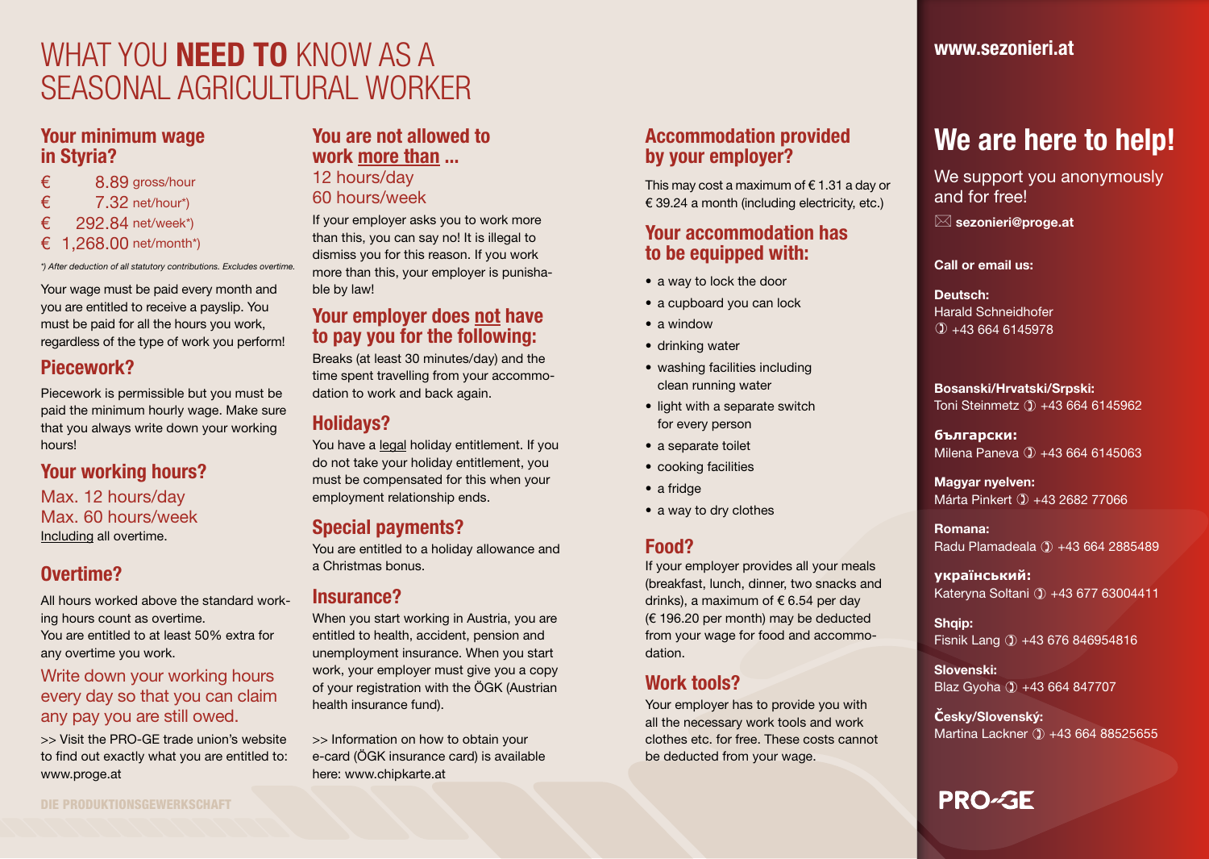# WHAT YOU **NEED TO** KNOW AS A SEASONAL AGRICULTURAL WORKER

## Your minimum wage in Styria?

€ 8.89 gross/hour
€ 7.32 net/hour*)
€ 292.84 net/week*)
€ 1,268.00 net/month*)

*\*) After deduction of all statutory contributions. Excludes overtime.*

Your wage must be paid every month and you are entitled to receive a payslip. You must be paid for all the hours you work, regardless of the type of work you perform!

## Piecework?

Piecework is permissible but you must be paid the minimum hourly wage. Make sure that you always write down your working hours!

## Your working hours?

Max. 12 hours/day
Max. 60 hours/week
Including all overtime.

## Overtime?

All hours worked above the standard working hours count as overtime.
You are entitled to at least 50% extra for any overtime you work.

Write down your working hours every day so that you can claim any pay you are still owed.

>> Visit the PRO-GE trade union's website to find out exactly what you are entitled to: www.proge.at

## You are not allowed to work more than ...

12 hours/day
60 hours/week

If your employer asks you to work more than this, you can say no! It is illegal to dismiss you for this reason. If you work more than this, your employer is punishable by law!

## Your employer does not have to pay you for the following:

Breaks (at least 30 minutes/day) and the time spent travelling from your accommodation to work and back again.

## Holidays?

You have a legal holiday entitlement. If you do not take your holiday entitlement, you must be compensated for this when your employment relationship ends.

## Special payments?

You are entitled to a holiday allowance and a Christmas bonus.

## Insurance?

When you start working in Austria, you are entitled to health, accident, pension and unemployment insurance. When you start work, your employer must give you a copy of your registration with the ÖGK (Austrian health insurance fund).

>> Information on how to obtain your e-card (ÖGK insurance card) is available here: www.chipkarte.at

## Accommodation provided by your employer?

This may cost a maximum of € 1.31 a day or € 39.24 a month (including electricity, etc.)

## Your accommodation has to be equipped with:

- a way to lock the door
- a cupboard you can lock
- a window
- drinking water
- washing facilities including clean running water
- light with a separate switch for every person
- a separate toilet
- cooking facilities
- a fridge
- a way to dry clothes

## Food?

If your employer provides all your meals (breakfast, lunch, dinner, two snacks and drinks), a maximum of € 6.54 per day (€ 196.20 per month) may be deducted from your wage for food and accommodation.

## Work tools?

Your employer has to provide you with all the necessary work tools and work clothes etc. for free. These costs cannot be deducted from your wage.

DIE PRODUKTIONSGEWERKSCHAFT

**www.sezonieri.at**

# We are here to help!

We support you anonymously and for free!

✉ **sezonieri@proge.at**

**Call or email us:**

**Deutsch:**
Harald Schneidhofer
+43 664 6145978

**Bosanski/Hrvatski/Srpski:**
Toni Steinmetz +43 664 6145962

**български:**
Milena Paneva +43 664 6145063

**Magyar nyelven:**
Márta Pinkert +43 2682 77066

**Romana:**
Radu Plamadeala +43 664 2885489

**український:**
Kateryna Soltani +43 677 63004411

**Shqip:**
Fisnik Lang +43 676 846954816

**Slovenski:**
Blaz Gyoha +43 664 847707

**Česky/Slovenský:**
Martina Lackner +43 664 88525655

PRO-GE